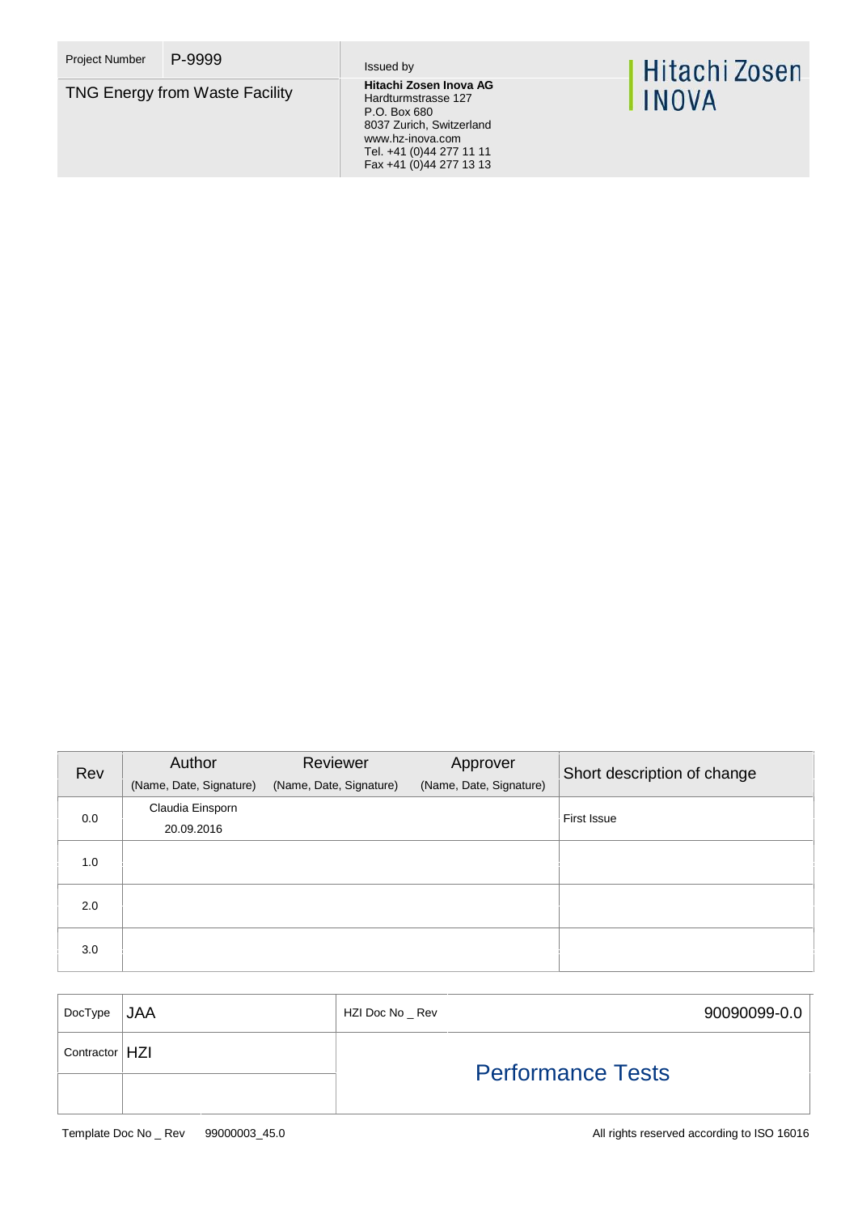| Project Number | P-9999 | Issued by |
|---|---|---|
| TNG Energy from Waste Facility | | **Hitachi Zosen Inova AG**<br>Hardturmstrasse 127<br>P.O. Box 680<br>8037 Zurich, Switzerland<br>www.hz-inova.com<br>Tel. +41 (0)44 277 11 11<br>Fax +41 (0)44 277 13 13 |

Hitachi Zosen INOVA

| Rev | Author (Name, Date, Signature) | Reviewer (Name, Date, Signature) | Approver (Name, Date, Signature) | Short description of change |
|---|---|---|---|---|
| 0.0 | Claudia Einsporn 20.09.2016 | | | First Issue |
| 1.0 | | | | |
| 2.0 | | | | |
| 3.0 | | | | |

| DocType | JAA | HZI Doc No _ Rev | 90090099-0.0 |
|---|---|---|---|
| Contractor | HZI | Performance Tests | |
| | | | |

Template Doc No _ Rev 99000003_45.0

All rights reserved according to ISO 16016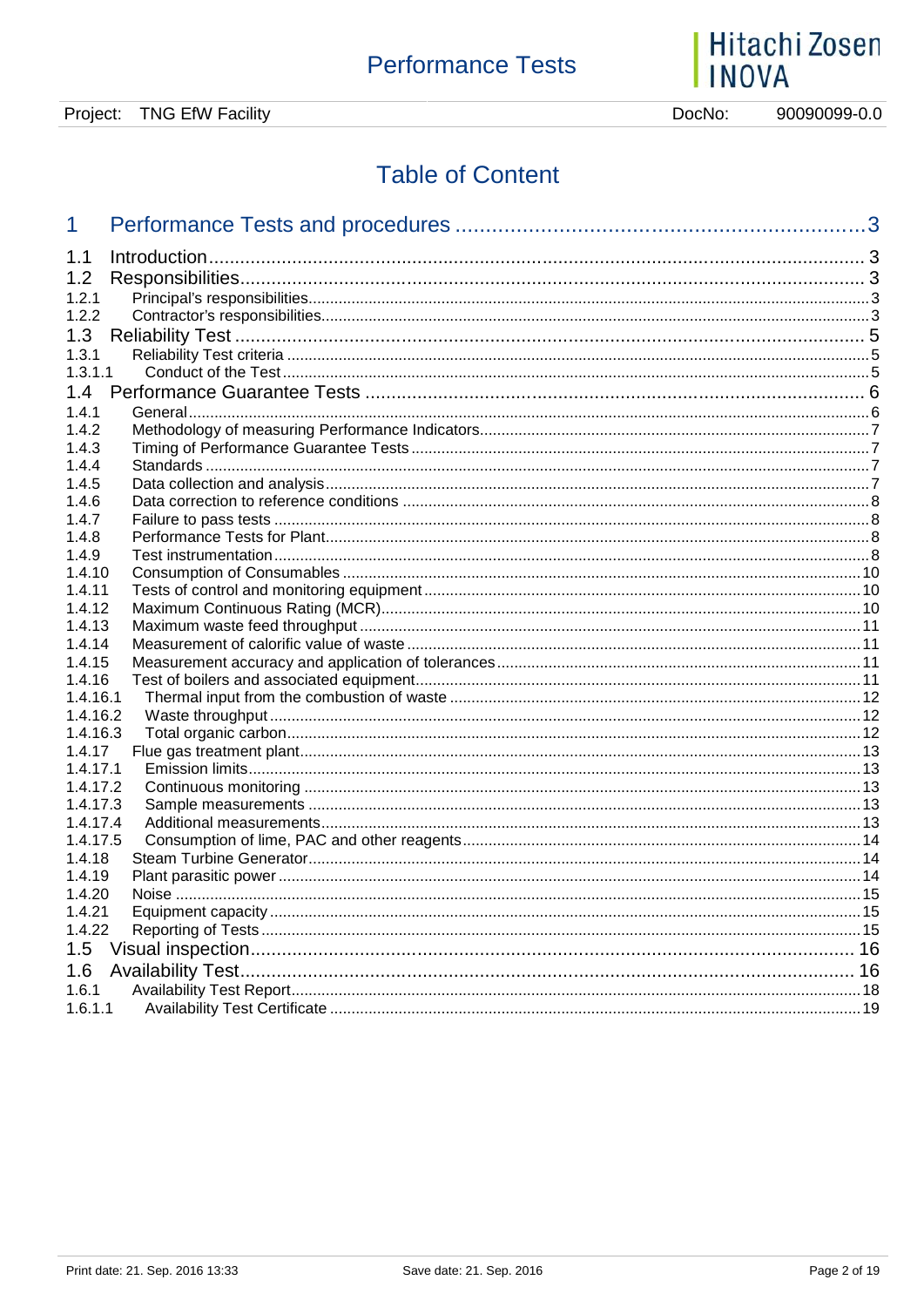# Table of Content

1 Performance Tests and procedures ....................................................................3

1.1 Introduction ........................................................................................................... 3
1.2 Responsibilities ..................................................................................................... 3
1.2.1 Principal's responsibilities ..................................................................................... 3
1.2.2 Contractor's responsibilities ................................................................................... 3
1.3 Reliability Test ...................................................................................................... 5
1.3.1 Reliability Test criteria ........................................................................................... 5
1.3.1.1 Conduct of the Test ............................................................................................ 5
1.4 Performance Guarantee Tests ............................................................................... 6
1.4.1 General .................................................................................................................. 6
1.4.2 Methodology of measuring Performance Indicators ............................................... 7
1.4.3 Timing of Performance Guarantee Tests ................................................................ 7
1.4.4 Standards ............................................................................................................... 7
1.4.5 Data collection and analysis .................................................................................. 7
1.4.6 Data correction to reference conditions ................................................................. 8
1.4.7 Failure to pass tests ............................................................................................... 8
1.4.8 Performance Tests for Plant ................................................................................... 8
1.4.9 Test instrumentation .............................................................................................. 8
1.4.10 Consumption of Consumables ............................................................................ 10
1.4.11 Tests of control and monitoring equipment ......................................................... 10
1.4.12 Maximum Continuous Rating (MCR) ................................................................... 10
1.4.13 Maximum waste feed throughput ........................................................................ 11
1.4.14 Measurement of calorific value of waste .............................................................. 11
1.4.15 Measurement accuracy and application of tolerances .......................................... 11
1.4.16 Test of boilers and associated equipment ............................................................. 11
1.4.16.1 Thermal input from the combustion of waste .................................................... 12
1.4.16.2 Waste throughput ............................................................................................. 12
1.4.16.3 Total organic carbon ......................................................................................... 12
1.4.17 Flue gas treatment plant ....................................................................................... 13
1.4.17.1 Emission limits ................................................................................................... 13
1.4.17.2 Continuous monitoring ...................................................................................... 13
1.4.17.3 Sample measurements ...................................................................................... 13
1.4.17.4 Additional measurements .................................................................................. 13
1.4.17.5 Consumption of lime, PAC and other reagents .................................................. 14
1.4.18 Steam Turbine Generator ...................................................................................... 14
1.4.19 Plant parasitic power ............................................................................................. 14
1.4.20 Noise ..................................................................................................................... 15
1.4.21 Equipment capacity ............................................................................................... 15
1.4.22 Reporting of Tests .................................................................................................. 15
1.5 Visual inspection ..................................................................................................... 16
1.6 Availability Test ....................................................................................................... 16
1.6.1 Availability Test Report ........................................................................................... 18
1.6.1.1 Availability Test Certificate ................................................................................... 19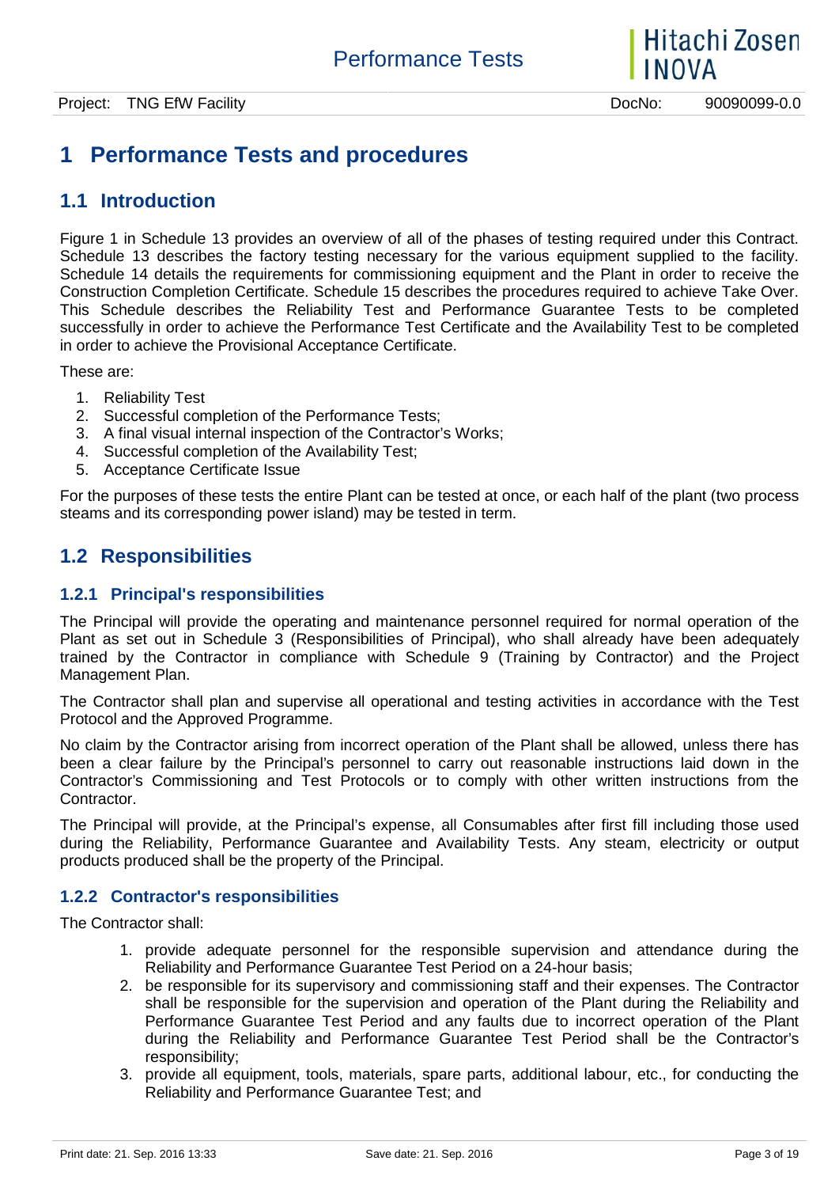# 1 Performance Tests and procedures

## 1.1 Introduction

Figure 1 in Schedule 13 provides an overview of all of the phases of testing required under this Contract. Schedule 13 describes the factory testing necessary for the various equipment supplied to the facility. Schedule 14 details the requirements for commissioning equipment and the Plant in order to receive the Construction Completion Certificate. Schedule 15 describes the procedures required to achieve Take Over. This Schedule describes the Reliability Test and Performance Guarantee Tests to be completed successfully in order to achieve the Performance Test Certificate and the Availability Test to be completed in order to achieve the Provisional Acceptance Certificate.

These are:

1. Reliability Test
2. Successful completion of the Performance Tests;
3. A final visual internal inspection of the Contractor's Works;
4. Successful completion of the Availability Test;
5. Acceptance Certificate Issue

For the purposes of these tests the entire Plant can be tested at once, or each half of the plant (two process steams and its corresponding power island) may be tested in term.

## 1.2 Responsibilities

### 1.2.1 Principal's responsibilities

The Principal will provide the operating and maintenance personnel required for normal operation of the Plant as set out in Schedule 3 (Responsibilities of Principal), who shall already have been adequately trained by the Contractor in compliance with Schedule 9 (Training by Contractor) and the Project Management Plan.

The Contractor shall plan and supervise all operational and testing activities in accordance with the Test Protocol and the Approved Programme.

No claim by the Contractor arising from incorrect operation of the Plant shall be allowed, unless there has been a clear failure by the Principal's personnel to carry out reasonable instructions laid down in the Contractor's Commissioning and Test Protocols or to comply with other written instructions from the Contractor.

The Principal will provide, at the Principal's expense, all Consumables after first fill including those used during the Reliability, Performance Guarantee and Availability Tests. Any steam, electricity or output products produced shall be the property of the Principal.

### 1.2.2 Contractor's responsibilities

The Contractor shall:

1. provide adequate personnel for the responsible supervision and attendance during the Reliability and Performance Guarantee Test Period on a 24-hour basis;
2. be responsible for its supervisory and commissioning staff and their expenses. The Contractor shall be responsible for the supervision and operation of the Plant during the Reliability and Performance Guarantee Test Period and any faults due to incorrect operation of the Plant during the Reliability and Performance Guarantee Test Period shall be the Contractor's responsibility;
3. provide all equipment, tools, materials, spare parts, additional labour, etc., for conducting the Reliability and Performance Guarantee Test; and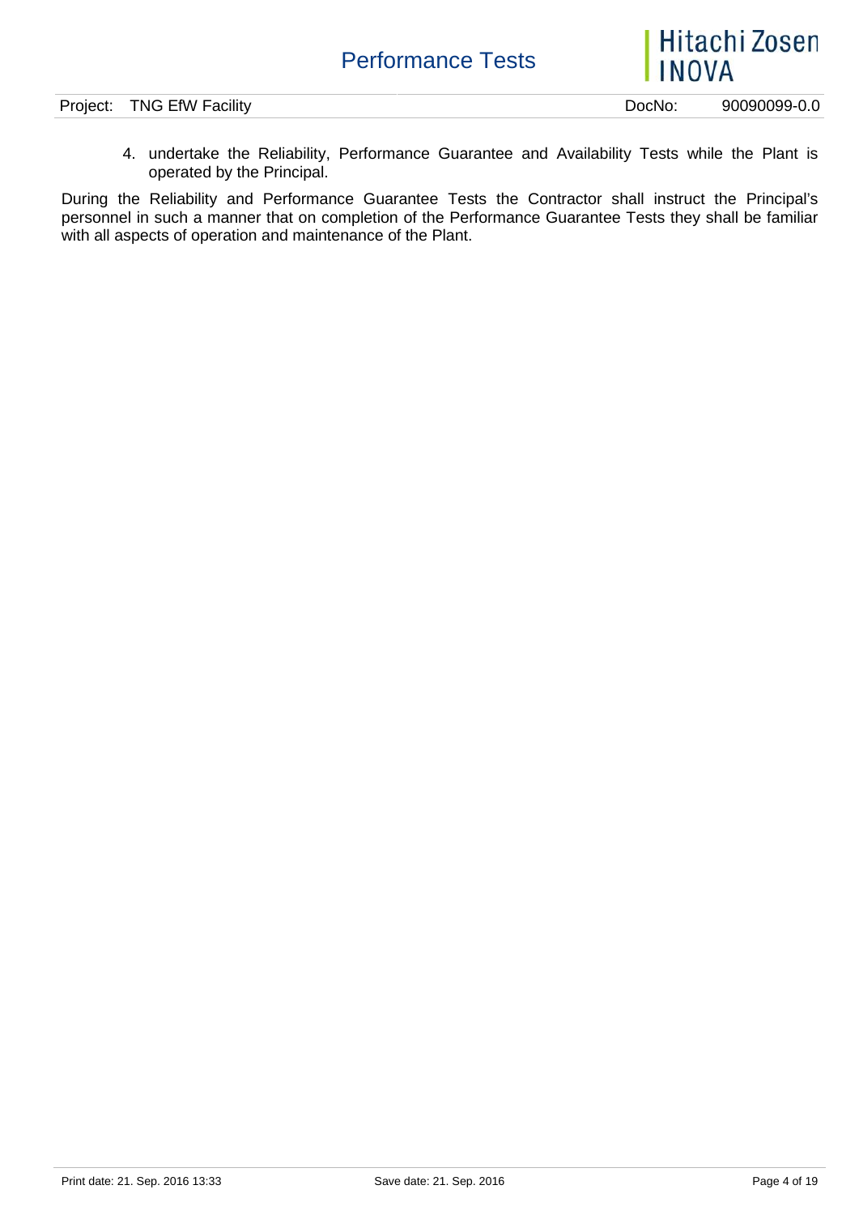4. undertake the Reliability, Performance Guarantee and Availability Tests while the Plant is operated by the Principal.

During the Reliability and Performance Guarantee Tests the Contractor shall instruct the Principal's personnel in such a manner that on completion of the Performance Guarantee Tests they shall be familiar with all aspects of operation and maintenance of the Plant.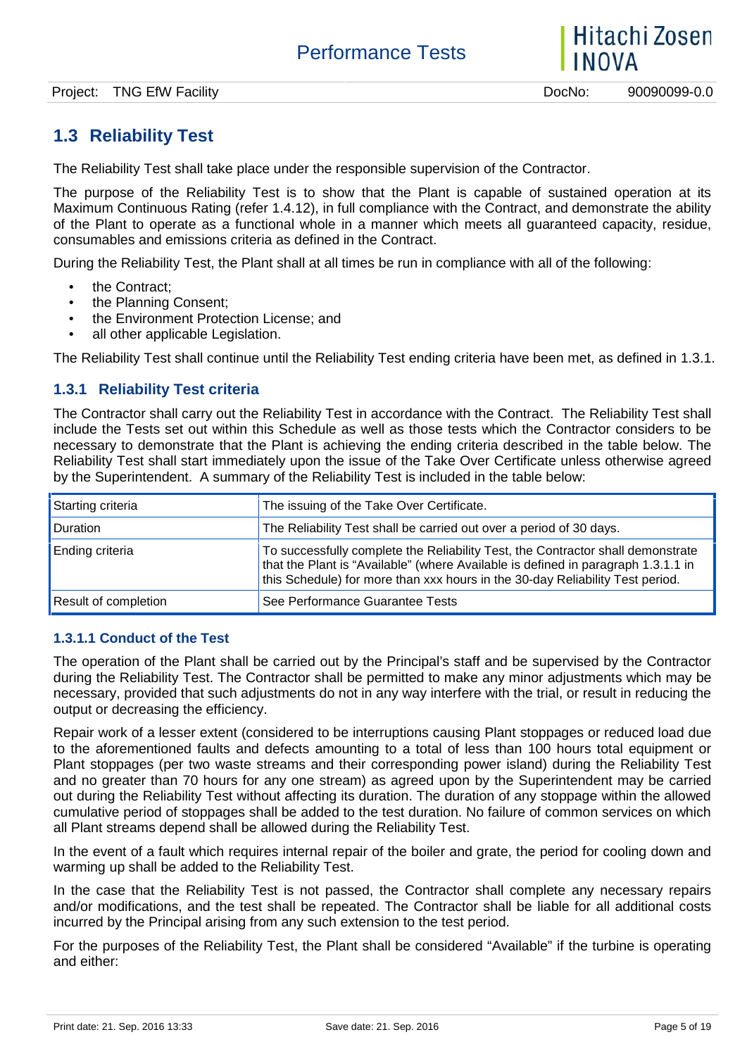## 1.3 Reliability Test

The Reliability Test shall take place under the responsible supervision of the Contractor.

The purpose of the Reliability Test is to show that the Plant is capable of sustained operation at its Maximum Continuous Rating (refer 1.4.12), in full compliance with the Contract, and demonstrate the ability of the Plant to operate as a functional whole in a manner which meets all guaranteed capacity, residue, consumables and emissions criteria as defined in the Contract.

During the Reliability Test, the Plant shall at all times be run in compliance with all of the following:

- the Contract;
- the Planning Consent;
- the Environment Protection License; and
- all other applicable Legislation.

The Reliability Test shall continue until the Reliability Test ending criteria have been met, as defined in 1.3.1.

### 1.3.1 Reliability Test criteria

The Contractor shall carry out the Reliability Test in accordance with the Contract. The Reliability Test shall include the Tests set out within this Schedule as well as those tests which the Contractor considers to be necessary to demonstrate that the Plant is achieving the ending criteria described in the table below. The Reliability Test shall start immediately upon the issue of the Take Over Certificate unless otherwise agreed by the Superintendent. A summary of the Reliability Test is included in the table below:

| Starting criteria | The issuing of the Take Over Certificate. |
|---|---|
| Duration | The Reliability Test shall be carried out over a period of 30 days. |
| Ending criteria | To successfully complete the Reliability Test, the Contractor shall demonstrate that the Plant is "Available" (where Available is defined in paragraph 1.3.1.1 in this Schedule) for more than xxx hours in the 30-day Reliability Test period. |
| Result of completion | See Performance Guarantee Tests |

#### 1.3.1.1 Conduct of the Test

The operation of the Plant shall be carried out by the Principal's staff and be supervised by the Contractor during the Reliability Test. The Contractor shall be permitted to make any minor adjustments which may be necessary, provided that such adjustments do not in any way interfere with the trial, or result in reducing the output or decreasing the efficiency.

Repair work of a lesser extent (considered to be interruptions causing Plant stoppages or reduced load due to the aforementioned faults and defects amounting to a total of less than 100 hours total equipment or Plant stoppages (per two waste streams and their corresponding power island) during the Reliability Test and no greater than 70 hours for any one stream) as agreed upon by the Superintendent may be carried out during the Reliability Test without affecting its duration. The duration of any stoppage within the allowed cumulative period of stoppages shall be added to the test duration. No failure of common services on which all Plant streams depend shall be allowed during the Reliability Test.

In the event of a fault which requires internal repair of the boiler and grate, the period for cooling down and warming up shall be added to the Reliability Test.

In the case that the Reliability Test is not passed, the Contractor shall complete any necessary repairs and/or modifications, and the test shall be repeated. The Contractor shall be liable for all additional costs incurred by the Principal arising from any such extension to the test period.

For the purposes of the Reliability Test, the Plant shall be considered "Available" if the turbine is operating and either: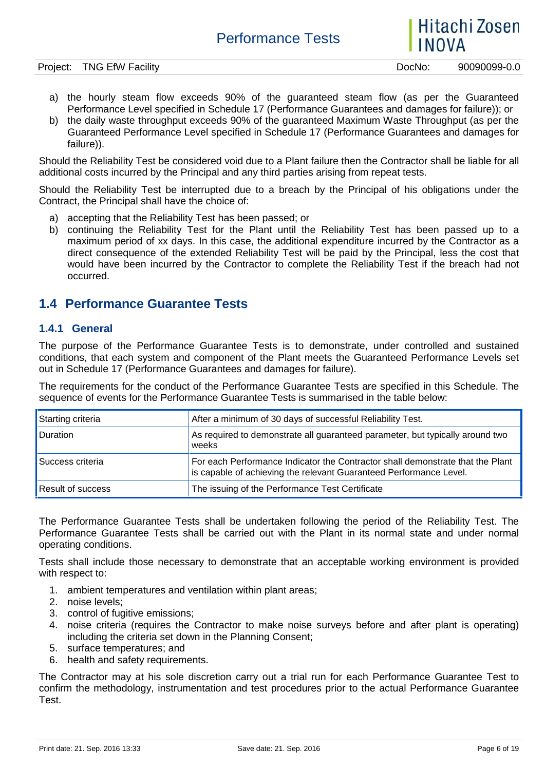a) the hourly steam flow exceeds 90% of the guaranteed steam flow (as per the Guaranteed Performance Level specified in Schedule 17 (Performance Guarantees and damages for failure)); or
b) the daily waste throughput exceeds 90% of the guaranteed Maximum Waste Throughput (as per the Guaranteed Performance Level specified in Schedule 17 (Performance Guarantees and damages for failure)).

Should the Reliability Test be considered void due to a Plant failure then the Contractor shall be liable for all additional costs incurred by the Principal and any third parties arising from repeat tests.

Should the Reliability Test be interrupted due to a breach by the Principal of his obligations under the Contract, the Principal shall have the choice of:

a) accepting that the Reliability Test has been passed; or
b) continuing the Reliability Test for the Plant until the Reliability Test has been passed up to a maximum period of xx days. In this case, the additional expenditure incurred by the Contractor as a direct consequence of the extended Reliability Test will be paid by the Principal, less the cost that would have been incurred by the Contractor to complete the Reliability Test if the breach had not occurred.

## 1.4 Performance Guarantee Tests

### 1.4.1 General

The purpose of the Performance Guarantee Tests is to demonstrate, under controlled and sustained conditions, that each system and component of the Plant meets the Guaranteed Performance Levels set out in Schedule 17 (Performance Guarantees and damages for failure).

The requirements for the conduct of the Performance Guarantee Tests are specified in this Schedule. The sequence of events for the Performance Guarantee Tests is summarised in the table below:

| | |
|---|---|
| Starting criteria | After a minimum of 30 days of successful Reliability Test. |
| Duration | As required to demonstrate all guaranteed parameter, but typically around two weeks |
| Success criteria | For each Performance Indicator the Contractor shall demonstrate that the Plant is capable of achieving the relevant Guaranteed Performance Level. |
| Result of success | The issuing of the Performance Test Certificate |

The Performance Guarantee Tests shall be undertaken following the period of the Reliability Test. The Performance Guarantee Tests shall be carried out with the Plant in its normal state and under normal operating conditions.

Tests shall include those necessary to demonstrate that an acceptable working environment is provided with respect to:

1. ambient temperatures and ventilation within plant areas;
2. noise levels;
3. control of fugitive emissions;
4. noise criteria (requires the Contractor to make noise surveys before and after plant is operating) including the criteria set down in the Planning Consent;
5. surface temperatures; and
6. health and safety requirements.

The Contractor may at his sole discretion carry out a trial run for each Performance Guarantee Test to confirm the methodology, instrumentation and test procedures prior to the actual Performance Guarantee Test.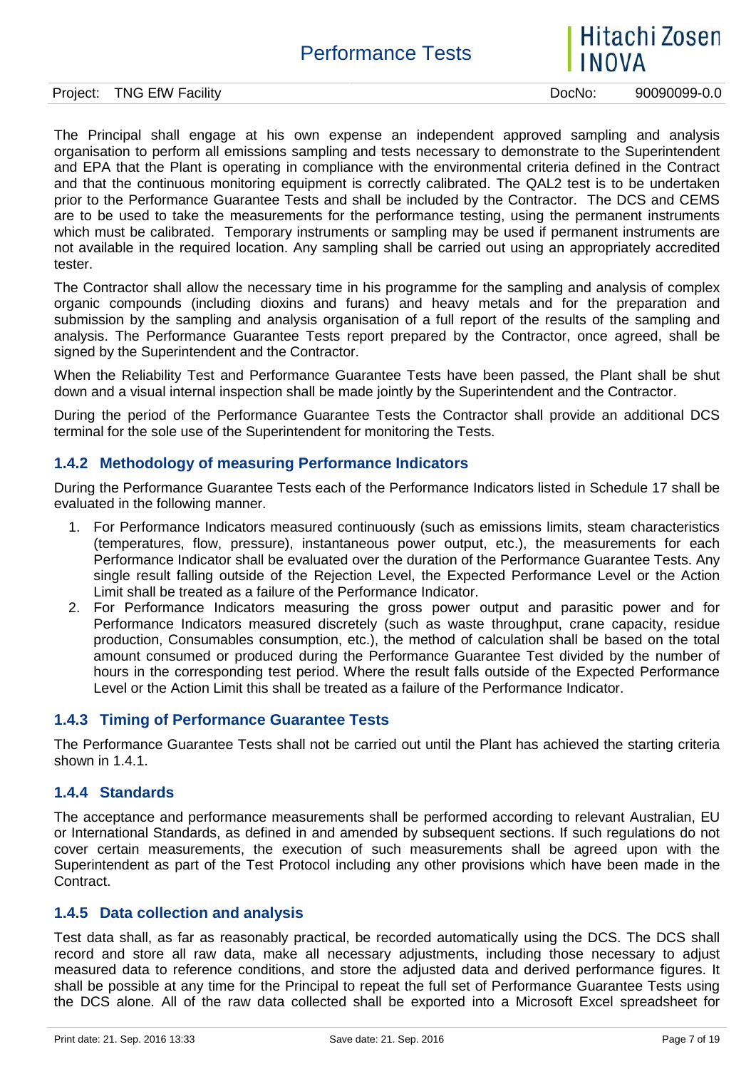The Principal shall engage at his own expense an independent approved sampling and analysis organisation to perform all emissions sampling and tests necessary to demonstrate to the Superintendent and EPA that the Plant is operating in compliance with the environmental criteria defined in the Contract and that the continuous monitoring equipment is correctly calibrated. The QAL2 test is to be undertaken prior to the Performance Guarantee Tests and shall be included by the Contractor. The DCS and CEMS are to be used to take the measurements for the performance testing, using the permanent instruments which must be calibrated. Temporary instruments or sampling may be used if permanent instruments are not available in the required location. Any sampling shall be carried out using an appropriately accredited tester.

The Contractor shall allow the necessary time in his programme for the sampling and analysis of complex organic compounds (including dioxins and furans) and heavy metals and for the preparation and submission by the sampling and analysis organisation of a full report of the results of the sampling and analysis. The Performance Guarantee Tests report prepared by the Contractor, once agreed, shall be signed by the Superintendent and the Contractor.

When the Reliability Test and Performance Guarantee Tests have been passed, the Plant shall be shut down and a visual internal inspection shall be made jointly by the Superintendent and the Contractor.

During the period of the Performance Guarantee Tests the Contractor shall provide an additional DCS terminal for the sole use of the Superintendent for monitoring the Tests.

### 1.4.2 Methodology of measuring Performance Indicators

During the Performance Guarantee Tests each of the Performance Indicators listed in Schedule 17 shall be evaluated in the following manner.

1. For Performance Indicators measured continuously (such as emissions limits, steam characteristics (temperatures, flow, pressure), instantaneous power output, etc.), the measurements for each Performance Indicator shall be evaluated over the duration of the Performance Guarantee Tests. Any single result falling outside of the Rejection Level, the Expected Performance Level or the Action Limit shall be treated as a failure of the Performance Indicator.
2. For Performance Indicators measuring the gross power output and parasitic power and for Performance Indicators measured discretely (such as waste throughput, crane capacity, residue production, Consumables consumption, etc.), the method of calculation shall be based on the total amount consumed or produced during the Performance Guarantee Test divided by the number of hours in the corresponding test period. Where the result falls outside of the Expected Performance Level or the Action Limit this shall be treated as a failure of the Performance Indicator.

### 1.4.3 Timing of Performance Guarantee Tests

The Performance Guarantee Tests shall not be carried out until the Plant has achieved the starting criteria shown in 1.4.1.

### 1.4.4 Standards

The acceptance and performance measurements shall be performed according to relevant Australian, EU or International Standards, as defined in and amended by subsequent sections. If such regulations do not cover certain measurements, the execution of such measurements shall be agreed upon with the Superintendent as part of the Test Protocol including any other provisions which have been made in the Contract.

### 1.4.5 Data collection and analysis

Test data shall, as far as reasonably practical, be recorded automatically using the DCS. The DCS shall record and store all raw data, make all necessary adjustments, including those necessary to adjust measured data to reference conditions, and store the adjusted data and derived performance figures. It shall be possible at any time for the Principal to repeat the full set of Performance Guarantee Tests using the DCS alone. All of the raw data collected shall be exported into a Microsoft Excel spreadsheet for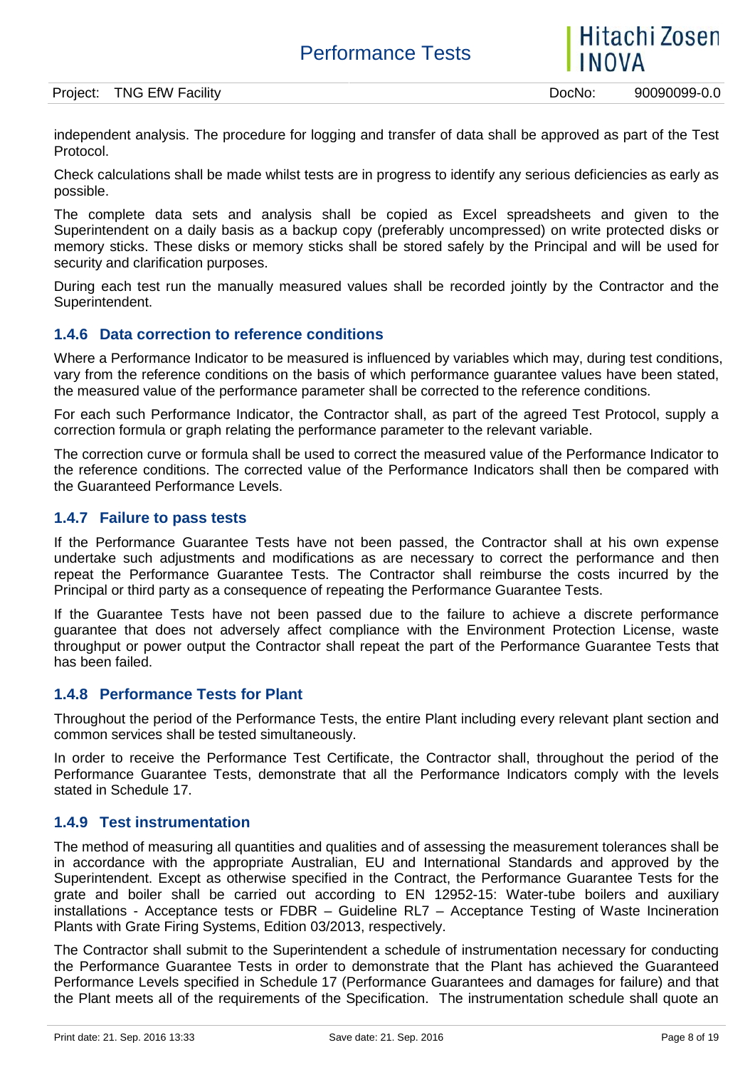independent analysis. The procedure for logging and transfer of data shall be approved as part of the Test Protocol.

Check calculations shall be made whilst tests are in progress to identify any serious deficiencies as early as possible.

The complete data sets and analysis shall be copied as Excel spreadsheets and given to the Superintendent on a daily basis as a backup copy (preferably uncompressed) on write protected disks or memory sticks. These disks or memory sticks shall be stored safely by the Principal and will be used for security and clarification purposes.

During each test run the manually measured values shall be recorded jointly by the Contractor and the Superintendent.

### 1.4.6 Data correction to reference conditions

Where a Performance Indicator to be measured is influenced by variables which may, during test conditions, vary from the reference conditions on the basis of which performance guarantee values have been stated, the measured value of the performance parameter shall be corrected to the reference conditions.

For each such Performance Indicator, the Contractor shall, as part of the agreed Test Protocol, supply a correction formula or graph relating the performance parameter to the relevant variable.

The correction curve or formula shall be used to correct the measured value of the Performance Indicator to the reference conditions. The corrected value of the Performance Indicators shall then be compared with the Guaranteed Performance Levels.

### 1.4.7 Failure to pass tests

If the Performance Guarantee Tests have not been passed, the Contractor shall at his own expense undertake such adjustments and modifications as are necessary to correct the performance and then repeat the Performance Guarantee Tests. The Contractor shall reimburse the costs incurred by the Principal or third party as a consequence of repeating the Performance Guarantee Tests.

If the Guarantee Tests have not been passed due to the failure to achieve a discrete performance guarantee that does not adversely affect compliance with the Environment Protection License, waste throughput or power output the Contractor shall repeat the part of the Performance Guarantee Tests that has been failed.

### 1.4.8 Performance Tests for Plant

Throughout the period of the Performance Tests, the entire Plant including every relevant plant section and common services shall be tested simultaneously.

In order to receive the Performance Test Certificate, the Contractor shall, throughout the period of the Performance Guarantee Tests, demonstrate that all the Performance Indicators comply with the levels stated in Schedule 17.

### 1.4.9 Test instrumentation

The method of measuring all quantities and qualities and of assessing the measurement tolerances shall be in accordance with the appropriate Australian, EU and International Standards and approved by the Superintendent. Except as otherwise specified in the Contract, the Performance Guarantee Tests for the grate and boiler shall be carried out according to EN 12952-15: Water-tube boilers and auxiliary installations - Acceptance tests or FDBR – Guideline RL7 – Acceptance Testing of Waste Incineration Plants with Grate Firing Systems, Edition 03/2013, respectively.

The Contractor shall submit to the Superintendent a schedule of instrumentation necessary for conducting the Performance Guarantee Tests in order to demonstrate that the Plant has achieved the Guaranteed Performance Levels specified in Schedule 17 (Performance Guarantees and damages for failure) and that the Plant meets all of the requirements of the Specification. The instrumentation schedule shall quote an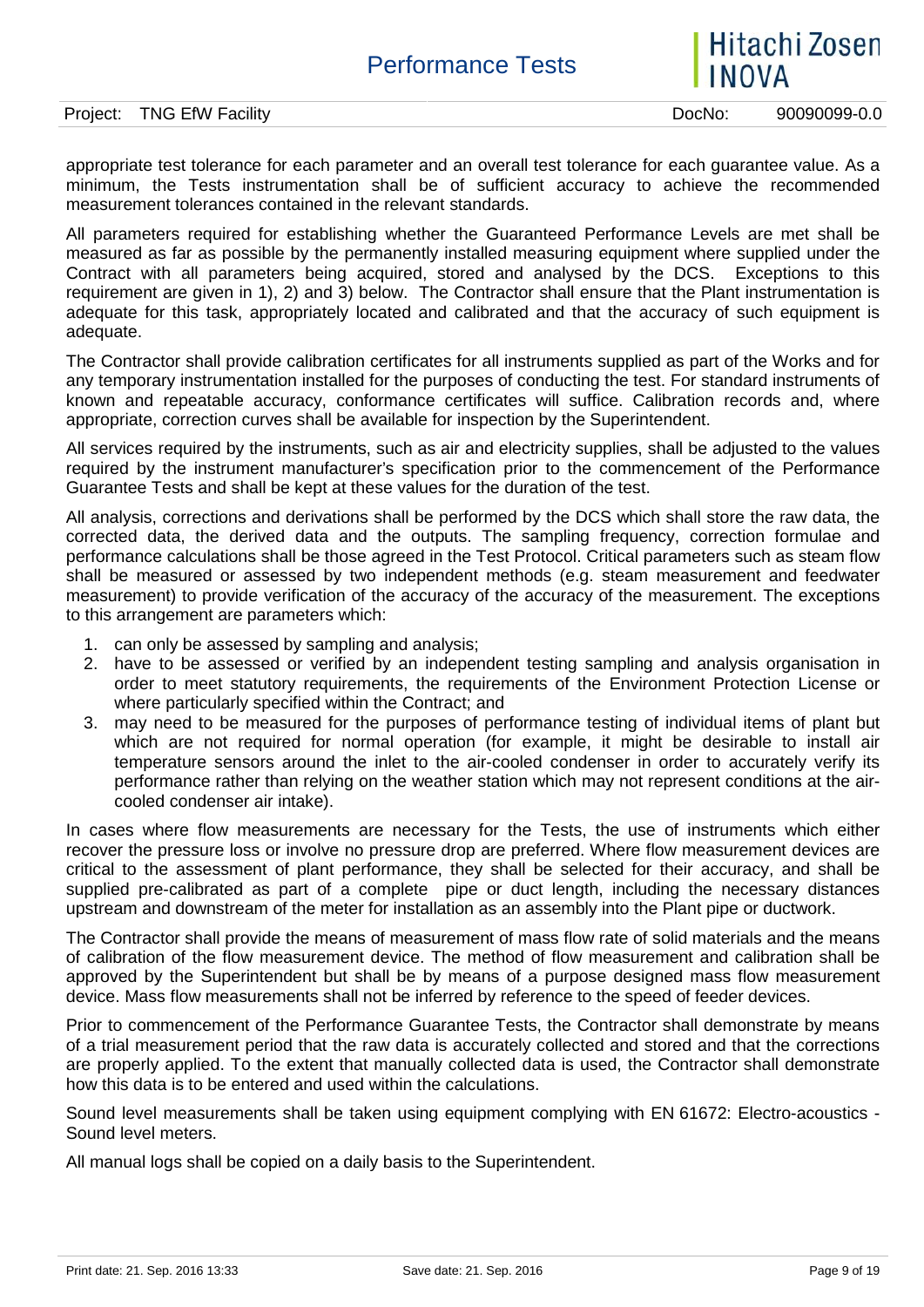appropriate test tolerance for each parameter and an overall test tolerance for each guarantee value. As a minimum, the Tests instrumentation shall be of sufficient accuracy to achieve the recommended measurement tolerances contained in the relevant standards.

All parameters required for establishing whether the Guaranteed Performance Levels are met shall be measured as far as possible by the permanently installed measuring equipment where supplied under the Contract with all parameters being acquired, stored and analysed by the DCS. Exceptions to this requirement are given in 1), 2) and 3) below. The Contractor shall ensure that the Plant instrumentation is adequate for this task, appropriately located and calibrated and that the accuracy of such equipment is adequate.

The Contractor shall provide calibration certificates for all instruments supplied as part of the Works and for any temporary instrumentation installed for the purposes of conducting the test. For standard instruments of known and repeatable accuracy, conformance certificates will suffice. Calibration records and, where appropriate, correction curves shall be available for inspection by the Superintendent.

All services required by the instruments, such as air and electricity supplies, shall be adjusted to the values required by the instrument manufacturer's specification prior to the commencement of the Performance Guarantee Tests and shall be kept at these values for the duration of the test.

All analysis, corrections and derivations shall be performed by the DCS which shall store the raw data, the corrected data, the derived data and the outputs. The sampling frequency, correction formulae and performance calculations shall be those agreed in the Test Protocol. Critical parameters such as steam flow shall be measured or assessed by two independent methods (e.g. steam measurement and feedwater measurement) to provide verification of the accuracy of the accuracy of the measurement. The exceptions to this arrangement are parameters which:

1. can only be assessed by sampling and analysis;
2. have to be assessed or verified by an independent testing sampling and analysis organisation in order to meet statutory requirements, the requirements of the Environment Protection License or where particularly specified within the Contract; and
3. may need to be measured for the purposes of performance testing of individual items of plant but which are not required for normal operation (for example, it might be desirable to install air temperature sensors around the inlet to the air-cooled condenser in order to accurately verify its performance rather than relying on the weather station which may not represent conditions at the air-cooled condenser air intake).

In cases where flow measurements are necessary for the Tests, the use of instruments which either recover the pressure loss or involve no pressure drop are preferred. Where flow measurement devices are critical to the assessment of plant performance, they shall be selected for their accuracy, and shall be supplied pre-calibrated as part of a complete pipe or duct length, including the necessary distances upstream and downstream of the meter for installation as an assembly into the Plant pipe or ductwork.

The Contractor shall provide the means of measurement of mass flow rate of solid materials and the means of calibration of the flow measurement device. The method of flow measurement and calibration shall be approved by the Superintendent but shall be by means of a purpose designed mass flow measurement device. Mass flow measurements shall not be inferred by reference to the speed of feeder devices.

Prior to commencement of the Performance Guarantee Tests, the Contractor shall demonstrate by means of a trial measurement period that the raw data is accurately collected and stored and that the corrections are properly applied. To the extent that manually collected data is used, the Contractor shall demonstrate how this data is to be entered and used within the calculations.

Sound level measurements shall be taken using equipment complying with EN 61672: Electro-acoustics - Sound level meters.

All manual logs shall be copied on a daily basis to the Superintendent.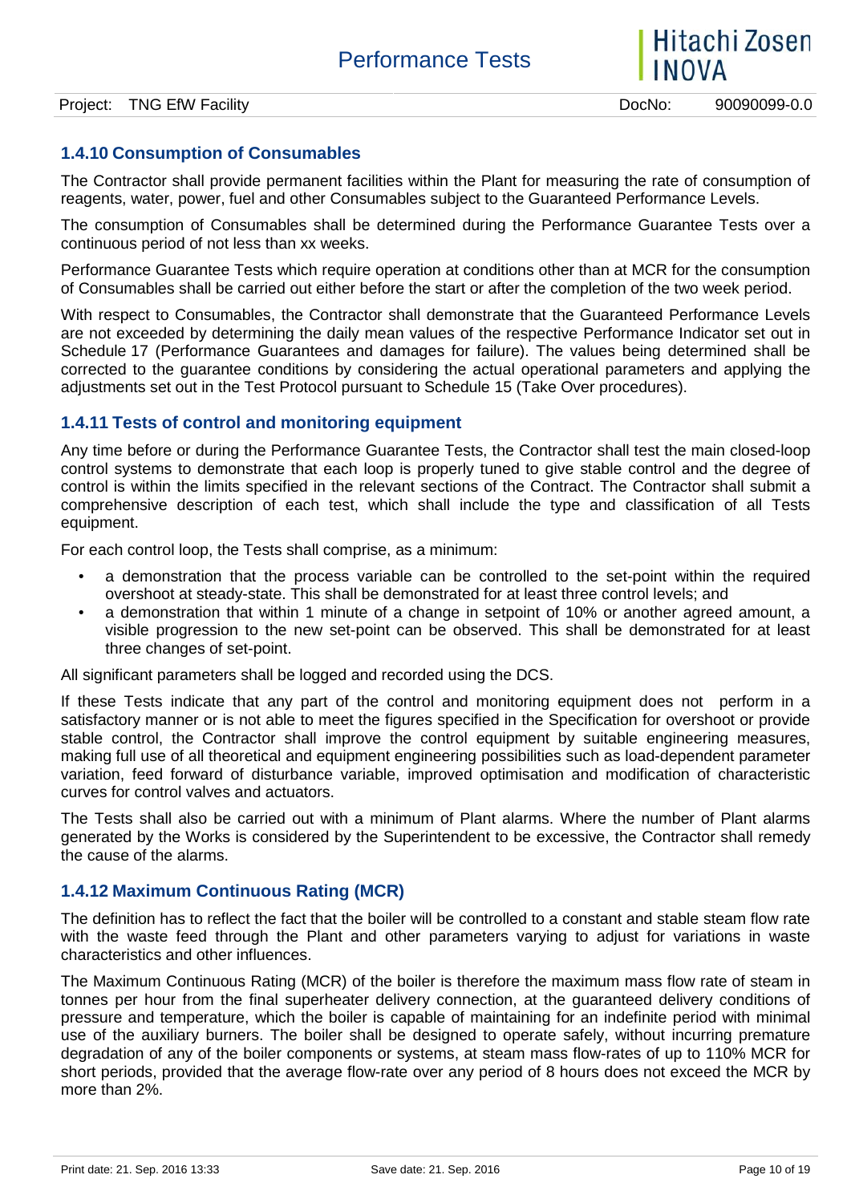### 1.4.10 Consumption of Consumables

The Contractor shall provide permanent facilities within the Plant for measuring the rate of consumption of reagents, water, power, fuel and other Consumables subject to the Guaranteed Performance Levels.

The consumption of Consumables shall be determined during the Performance Guarantee Tests over a continuous period of not less than xx weeks.

Performance Guarantee Tests which require operation at conditions other than at MCR for the consumption of Consumables shall be carried out either before the start or after the completion of the two week period.

With respect to Consumables, the Contractor shall demonstrate that the Guaranteed Performance Levels are not exceeded by determining the daily mean values of the respective Performance Indicator set out in Schedule 17 (Performance Guarantees and damages for failure). The values being determined shall be corrected to the guarantee conditions by considering the actual operational parameters and applying the adjustments set out in the Test Protocol pursuant to Schedule 15 (Take Over procedures).

### 1.4.11 Tests of control and monitoring equipment

Any time before or during the Performance Guarantee Tests, the Contractor shall test the main closed-loop control systems to demonstrate that each loop is properly tuned to give stable control and the degree of control is within the limits specified in the relevant sections of the Contract. The Contractor shall submit a comprehensive description of each test, which shall include the type and classification of all Tests equipment.

For each control loop, the Tests shall comprise, as a minimum:

- a demonstration that the process variable can be controlled to the set-point within the required overshoot at steady-state. This shall be demonstrated for at least three control levels; and
- a demonstration that within 1 minute of a change in setpoint of 10% or another agreed amount, a visible progression to the new set-point can be observed. This shall be demonstrated for at least three changes of set-point.

All significant parameters shall be logged and recorded using the DCS.

If these Tests indicate that any part of the control and monitoring equipment does not perform in a satisfactory manner or is not able to meet the figures specified in the Specification for overshoot or provide stable control, the Contractor shall improve the control equipment by suitable engineering measures, making full use of all theoretical and equipment engineering possibilities such as load-dependent parameter variation, feed forward of disturbance variable, improved optimisation and modification of characteristic curves for control valves and actuators.

The Tests shall also be carried out with a minimum of Plant alarms. Where the number of Plant alarms generated by the Works is considered by the Superintendent to be excessive, the Contractor shall remedy the cause of the alarms.

### 1.4.12 Maximum Continuous Rating (MCR)

The definition has to reflect the fact that the boiler will be controlled to a constant and stable steam flow rate with the waste feed through the Plant and other parameters varying to adjust for variations in waste characteristics and other influences.

The Maximum Continuous Rating (MCR) of the boiler is therefore the maximum mass flow rate of steam in tonnes per hour from the final superheater delivery connection, at the guaranteed delivery conditions of pressure and temperature, which the boiler is capable of maintaining for an indefinite period with minimal use of the auxiliary burners. The boiler shall be designed to operate safely, without incurring premature degradation of any of the boiler components or systems, at steam mass flow-rates of up to 110% MCR for short periods, provided that the average flow-rate over any period of 8 hours does not exceed the MCR by more than 2%.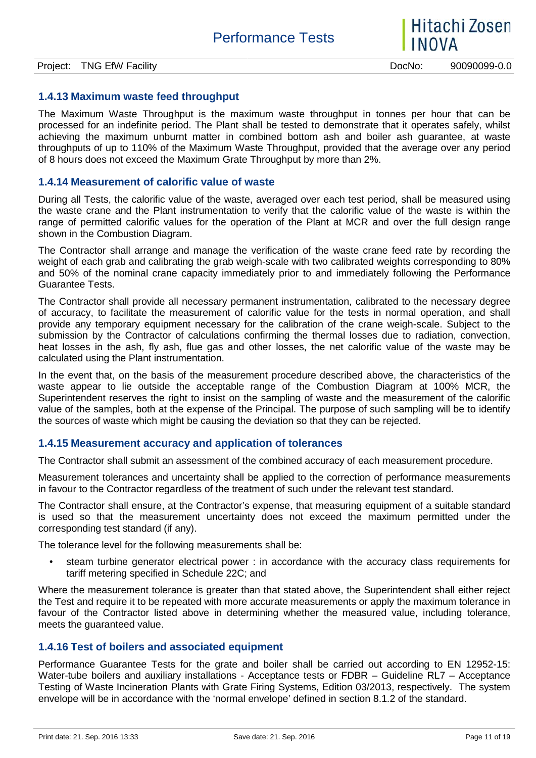### 1.4.13 Maximum waste feed throughput

The Maximum Waste Throughput is the maximum waste throughput in tonnes per hour that can be processed for an indefinite period. The Plant shall be tested to demonstrate that it operates safely, whilst achieving the maximum unburnt matter in combined bottom ash and boiler ash guarantee, at waste throughputs of up to 110% of the Maximum Waste Throughput, provided that the average over any period of 8 hours does not exceed the Maximum Grate Throughput by more than 2%.

### 1.4.14 Measurement of calorific value of waste

During all Tests, the calorific value of the waste, averaged over each test period, shall be measured using the waste crane and the Plant instrumentation to verify that the calorific value of the waste is within the range of permitted calorific values for the operation of the Plant at MCR and over the full design range shown in the Combustion Diagram.

The Contractor shall arrange and manage the verification of the waste crane feed rate by recording the weight of each grab and calibrating the grab weigh-scale with two calibrated weights corresponding to 80% and 50% of the nominal crane capacity immediately prior to and immediately following the Performance Guarantee Tests.

The Contractor shall provide all necessary permanent instrumentation, calibrated to the necessary degree of accuracy, to facilitate the measurement of calorific value for the tests in normal operation, and shall provide any temporary equipment necessary for the calibration of the crane weigh-scale. Subject to the submission by the Contractor of calculations confirming the thermal losses due to radiation, convection, heat losses in the ash, fly ash, flue gas and other losses, the net calorific value of the waste may be calculated using the Plant instrumentation.

In the event that, on the basis of the measurement procedure described above, the characteristics of the waste appear to lie outside the acceptable range of the Combustion Diagram at 100% MCR, the Superintendent reserves the right to insist on the sampling of waste and the measurement of the calorific value of the samples, both at the expense of the Principal. The purpose of such sampling will be to identify the sources of waste which might be causing the deviation so that they can be rejected.

### 1.4.15 Measurement accuracy and application of tolerances

The Contractor shall submit an assessment of the combined accuracy of each measurement procedure.

Measurement tolerances and uncertainty shall be applied to the correction of performance measurements in favour to the Contractor regardless of the treatment of such under the relevant test standard.

The Contractor shall ensure, at the Contractor's expense, that measuring equipment of a suitable standard is used so that the measurement uncertainty does not exceed the maximum permitted under the corresponding test standard (if any).

The tolerance level for the following measurements shall be:

- steam turbine generator electrical power : in accordance with the accuracy class requirements for tariff metering specified in Schedule 22C; and

Where the measurement tolerance is greater than that stated above, the Superintendent shall either reject the Test and require it to be repeated with more accurate measurements or apply the maximum tolerance in favour of the Contractor listed above in determining whether the measured value, including tolerance, meets the guaranteed value.

### 1.4.16 Test of boilers and associated equipment

Performance Guarantee Tests for the grate and boiler shall be carried out according to EN 12952-15: Water-tube boilers and auxiliary installations - Acceptance tests or FDBR – Guideline RL7 – Acceptance Testing of Waste Incineration Plants with Grate Firing Systems, Edition 03/2013, respectively. The system envelope will be in accordance with the 'normal envelope' defined in section 8.1.2 of the standard.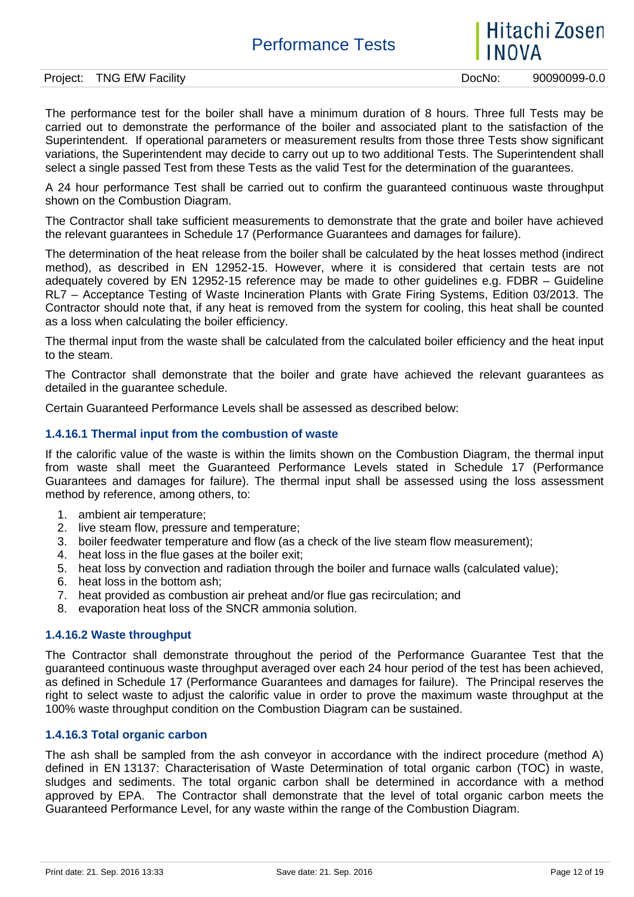The performance test for the boiler shall have a minimum duration of 8 hours. Three full Tests may be carried out to demonstrate the performance of the boiler and associated plant to the satisfaction of the Superintendent. If operational parameters or measurement results from those three Tests show significant variations, the Superintendent may decide to carry out up to two additional Tests. The Superintendent shall select a single passed Test from these Tests as the valid Test for the determination of the guarantees.

A 24 hour performance Test shall be carried out to confirm the guaranteed continuous waste throughput shown on the Combustion Diagram.

The Contractor shall take sufficient measurements to demonstrate that the grate and boiler have achieved the relevant guarantees in Schedule 17 (Performance Guarantees and damages for failure).

The determination of the heat release from the boiler shall be calculated by the heat losses method (indirect method), as described in EN 12952-15. However, where it is considered that certain tests are not adequately covered by EN 12952-15 reference may be made to other guidelines e.g. FDBR – Guideline RL7 – Acceptance Testing of Waste Incineration Plants with Grate Firing Systems, Edition 03/2013. The Contractor should note that, if any heat is removed from the system for cooling, this heat shall be counted as a loss when calculating the boiler efficiency.

The thermal input from the waste shall be calculated from the calculated boiler efficiency and the heat input to the steam.

The Contractor shall demonstrate that the boiler and grate have achieved the relevant guarantees as detailed in the guarantee schedule.

Certain Guaranteed Performance Levels shall be assessed as described below:

### 1.4.16.1 Thermal input from the combustion of waste

If the calorific value of the waste is within the limits shown on the Combustion Diagram, the thermal input from waste shall meet the Guaranteed Performance Levels stated in Schedule 17 (Performance Guarantees and damages for failure). The thermal input shall be assessed using the loss assessment method by reference, among others, to:

1. ambient air temperature;
2. live steam flow, pressure and temperature;
3. boiler feedwater temperature and flow (as a check of the live steam flow measurement);
4. heat loss in the flue gases at the boiler exit;
5. heat loss by convection and radiation through the boiler and furnace walls (calculated value);
6. heat loss in the bottom ash;
7. heat provided as combustion air preheat and/or flue gas recirculation; and
8. evaporation heat loss of the SNCR ammonia solution.

### 1.4.16.2 Waste throughput

The Contractor shall demonstrate throughout the period of the Performance Guarantee Test that the guaranteed continuous waste throughput averaged over each 24 hour period of the test has been achieved, as defined in Schedule 17 (Performance Guarantees and damages for failure). The Principal reserves the right to select waste to adjust the calorific value in order to prove the maximum waste throughput at the 100% waste throughput condition on the Combustion Diagram can be sustained.

### 1.4.16.3 Total organic carbon

The ash shall be sampled from the ash conveyor in accordance with the indirect procedure (method A) defined in EN 13137: Characterisation of Waste Determination of total organic carbon (TOC) in waste, sludges and sediments. The total organic carbon shall be determined in accordance with a method approved by EPA. The Contractor shall demonstrate that the level of total organic carbon meets the Guaranteed Performance Level, for any waste within the range of the Combustion Diagram.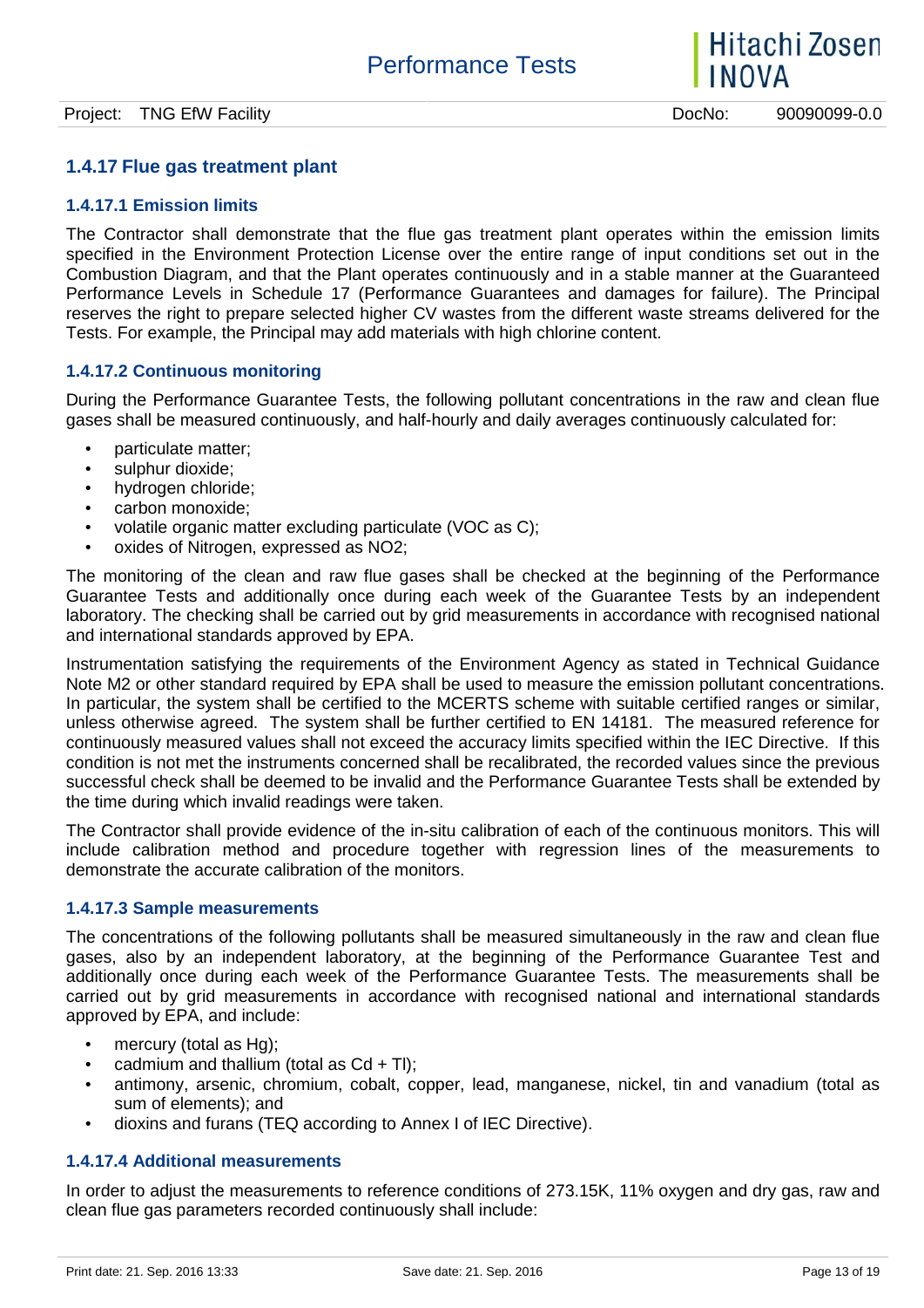### 1.4.17 Flue gas treatment plant

#### 1.4.17.1 Emission limits

The Contractor shall demonstrate that the flue gas treatment plant operates within the emission limits specified in the Environment Protection License over the entire range of input conditions set out in the Combustion Diagram, and that the Plant operates continuously and in a stable manner at the Guaranteed Performance Levels in Schedule 17 (Performance Guarantees and damages for failure). The Principal reserves the right to prepare selected higher CV wastes from the different waste streams delivered for the Tests. For example, the Principal may add materials with high chlorine content.

#### 1.4.17.2 Continuous monitoring

During the Performance Guarantee Tests, the following pollutant concentrations in the raw and clean flue gases shall be measured continuously, and half-hourly and daily averages continuously calculated for:

- particulate matter;
- sulphur dioxide;
- hydrogen chloride;
- carbon monoxide;
- volatile organic matter excluding particulate (VOC as C);
- oxides of Nitrogen, expressed as $NO_2$;

The monitoring of the clean and raw flue gases shall be checked at the beginning of the Performance Guarantee Tests and additionally once during each week of the Guarantee Tests by an independent laboratory. The checking shall be carried out by grid measurements in accordance with recognised national and international standards approved by EPA.

Instrumentation satisfying the requirements of the Environment Agency as stated in Technical Guidance Note M2 or other standard required by EPA shall be used to measure the emission pollutant concentrations. In particular, the system shall be certified to the MCERTS scheme with suitable certified ranges or similar, unless otherwise agreed. The system shall be further certified to EN 14181. The measured reference for continuously measured values shall not exceed the accuracy limits specified within the IEC Directive. If this condition is not met the instruments concerned shall be recalibrated, the recorded values since the previous successful check shall be deemed to be invalid and the Performance Guarantee Tests shall be extended by the time during which invalid readings were taken.

The Contractor shall provide evidence of the in-situ calibration of each of the continuous monitors. This will include calibration method and procedure together with regression lines of the measurements to demonstrate the accurate calibration of the monitors.

#### 1.4.17.3 Sample measurements

The concentrations of the following pollutants shall be measured simultaneously in the raw and clean flue gases, also by an independent laboratory, at the beginning of the Performance Guarantee Test and additionally once during each week of the Performance Guarantee Tests. The measurements shall be carried out by grid measurements in accordance with recognised national and international standards approved by EPA, and include:

- mercury (total as Hg);
- cadmium and thallium (total as Cd + Tl);
- antimony, arsenic, chromium, cobalt, copper, lead, manganese, nickel, tin and vanadium (total as sum of elements); and
- dioxins and furans (TEQ according to Annex I of IEC Directive).

#### 1.4.17.4 Additional measurements

In order to adjust the measurements to reference conditions of 273.15K, 11% oxygen and dry gas, raw and clean flue gas parameters recorded continuously shall include: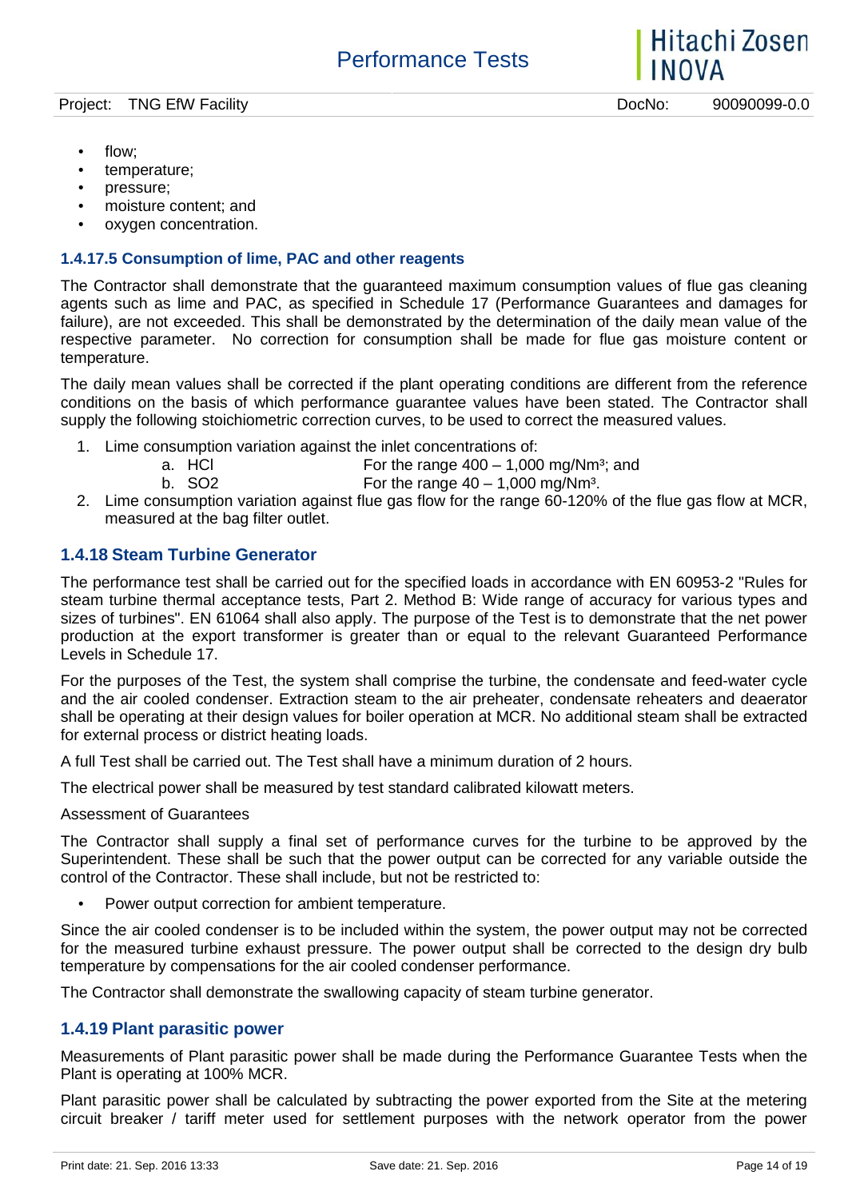- flow;
- temperature;
- pressure;
- moisture content; and
- oxygen concentration.

#### 1.4.17.5 Consumption of lime, PAC and other reagents

The Contractor shall demonstrate that the guaranteed maximum consumption values of flue gas cleaning agents such as lime and PAC, as specified in Schedule 17 (Performance Guarantees and damages for failure), are not exceeded. This shall be demonstrated by the determination of the daily mean value of the respective parameter. No correction for consumption shall be made for flue gas moisture content or temperature.

The daily mean values shall be corrected if the plant operating conditions are different from the reference conditions on the basis of which performance guarantee values have been stated. The Contractor shall supply the following stoichiometric correction curves, to be used to correct the measured values.

1. Lime consumption variation against the inlet concentrations of:
   a. HCl For the range 400 – 1,000 mg/Nm³; and
   b. SO2 For the range 40 – 1,000 mg/Nm³.
2. Lime consumption variation against flue gas flow for the range 60-120% of the flue gas flow at MCR, measured at the bag filter outlet.

### 1.4.18 Steam Turbine Generator

The performance test shall be carried out for the specified loads in accordance with EN 60953-2 "Rules for steam turbine thermal acceptance tests, Part 2. Method B: Wide range of accuracy for various types and sizes of turbines". EN 61064 shall also apply. The purpose of the Test is to demonstrate that the net power production at the export transformer is greater than or equal to the relevant Guaranteed Performance Levels in Schedule 17.

For the purposes of the Test, the system shall comprise the turbine, the condensate and feed-water cycle and the air cooled condenser. Extraction steam to the air preheater, condensate reheaters and deaerator shall be operating at their design values for boiler operation at MCR. No additional steam shall be extracted for external process or district heating loads.

A full Test shall be carried out. The Test shall have a minimum duration of 2 hours.

The electrical power shall be measured by test standard calibrated kilowatt meters.

Assessment of Guarantees

The Contractor shall supply a final set of performance curves for the turbine to be approved by the Superintendent. These shall be such that the power output can be corrected for any variable outside the control of the Contractor. These shall include, but not be restricted to:

- Power output correction for ambient temperature.

Since the air cooled condenser is to be included within the system, the power output may not be corrected for the measured turbine exhaust pressure. The power output shall be corrected to the design dry bulb temperature by compensations for the air cooled condenser performance.

The Contractor shall demonstrate the swallowing capacity of steam turbine generator.

### 1.4.19 Plant parasitic power

Measurements of Plant parasitic power shall be made during the Performance Guarantee Tests when the Plant is operating at 100% MCR.

Plant parasitic power shall be calculated by subtracting the power exported from the Site at the metering circuit breaker / tariff meter used for settlement purposes with the network operator from the power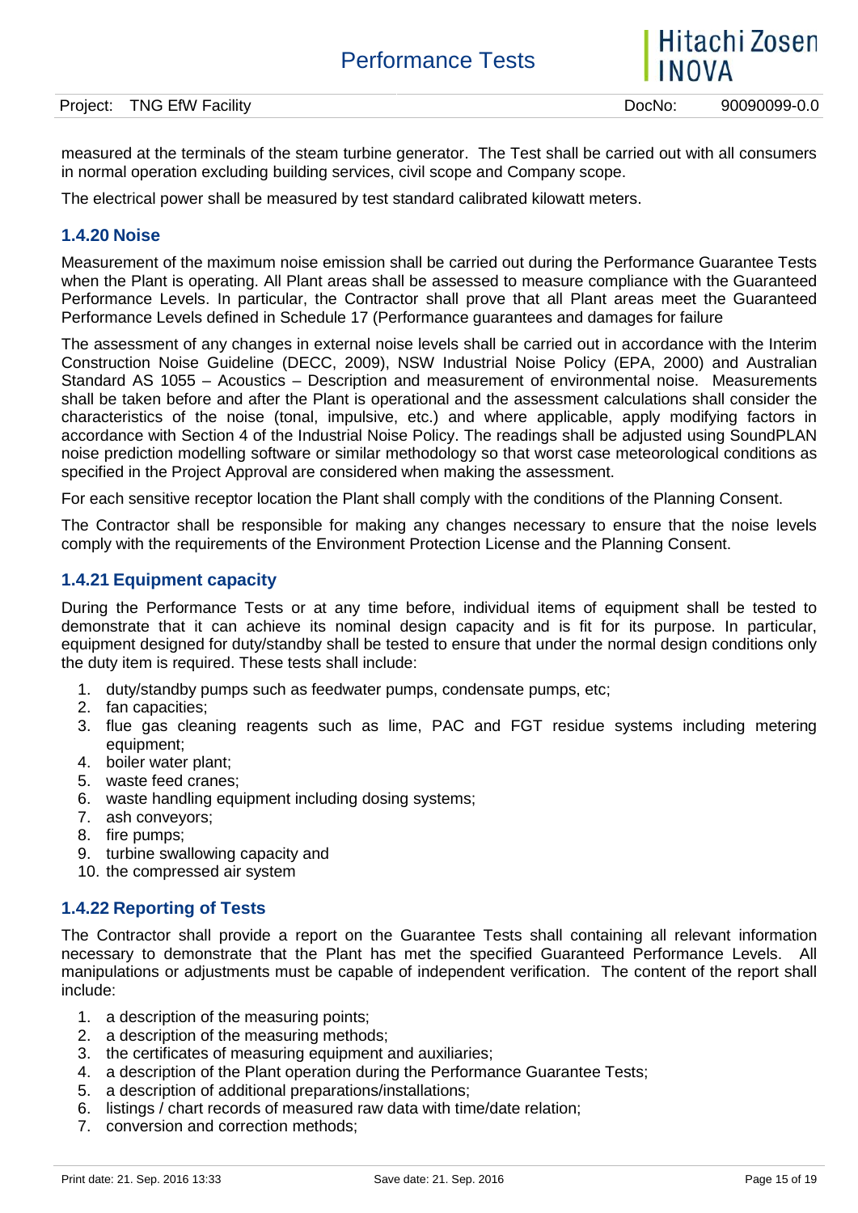measured at the terminals of the steam turbine generator. The Test shall be carried out with all consumers in normal operation excluding building services, civil scope and Company scope.

The electrical power shall be measured by test standard calibrated kilowatt meters.

### 1.4.20 Noise

Measurement of the maximum noise emission shall be carried out during the Performance Guarantee Tests when the Plant is operating. All Plant areas shall be assessed to measure compliance with the Guaranteed Performance Levels. In particular, the Contractor shall prove that all Plant areas meet the Guaranteed Performance Levels defined in Schedule 17 (Performance guarantees and damages for failure

The assessment of any changes in external noise levels shall be carried out in accordance with the Interim Construction Noise Guideline (DECC, 2009), NSW Industrial Noise Policy (EPA, 2000) and Australian Standard AS 1055 – Acoustics – Description and measurement of environmental noise. Measurements shall be taken before and after the Plant is operational and the assessment calculations shall consider the characteristics of the noise (tonal, impulsive, etc.) and where applicable, apply modifying factors in accordance with Section 4 of the Industrial Noise Policy. The readings shall be adjusted using SoundPLAN noise prediction modelling software or similar methodology so that worst case meteorological conditions as specified in the Project Approval are considered when making the assessment.

For each sensitive receptor location the Plant shall comply with the conditions of the Planning Consent.

The Contractor shall be responsible for making any changes necessary to ensure that the noise levels comply with the requirements of the Environment Protection License and the Planning Consent.

### 1.4.21 Equipment capacity

During the Performance Tests or at any time before, individual items of equipment shall be tested to demonstrate that it can achieve its nominal design capacity and is fit for its purpose. In particular, equipment designed for duty/standby shall be tested to ensure that under the normal design conditions only the duty item is required. These tests shall include:

1. duty/standby pumps such as feedwater pumps, condensate pumps, etc;
2. fan capacities;
3. flue gas cleaning reagents such as lime, PAC and FGT residue systems including metering equipment;
4. boiler water plant;
5. waste feed cranes;
6. waste handling equipment including dosing systems;
7. ash conveyors;
8. fire pumps;
9. turbine swallowing capacity and
10. the compressed air system

### 1.4.22 Reporting of Tests

The Contractor shall provide a report on the Guarantee Tests shall containing all relevant information necessary to demonstrate that the Plant has met the specified Guaranteed Performance Levels. All manipulations or adjustments must be capable of independent verification. The content of the report shall include:

1. a description of the measuring points;
2. a description of the measuring methods;
3. the certificates of measuring equipment and auxiliaries;
4. a description of the Plant operation during the Performance Guarantee Tests;
5. a description of additional preparations/installations;
6. listings / chart records of measured raw data with time/date relation;
7. conversion and correction methods;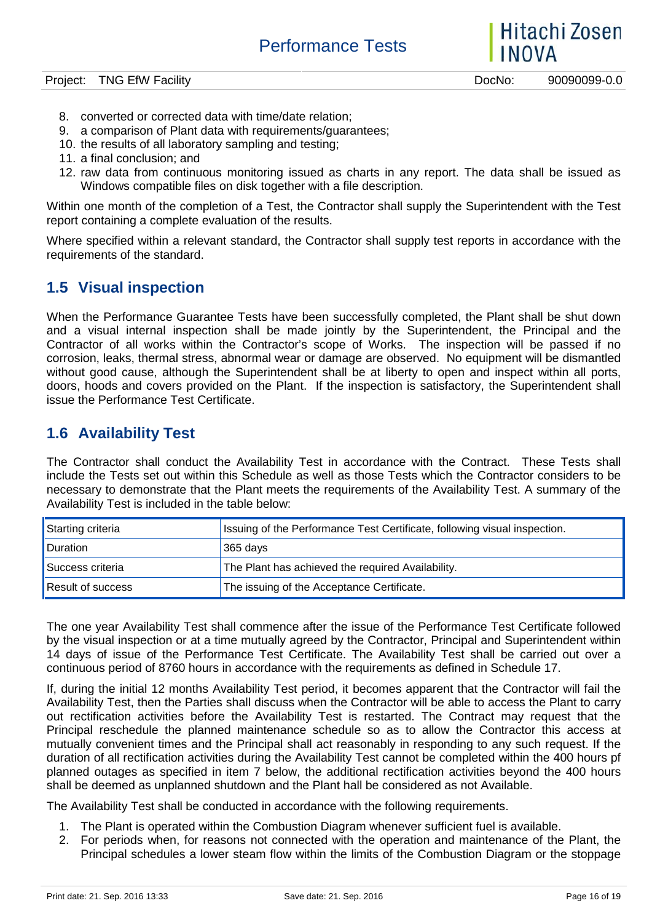8. converted or corrected data with time/date relation;
9. a comparison of Plant data with requirements/guarantees;
10. the results of all laboratory sampling and testing;
11. a final conclusion; and
12. raw data from continuous monitoring issued as charts in any report. The data shall be issued as Windows compatible files on disk together with a file description.

Within one month of the completion of a Test, the Contractor shall supply the Superintendent with the Test report containing a complete evaluation of the results.

Where specified within a relevant standard, the Contractor shall supply test reports in accordance with the requirements of the standard.

## 1.5 Visual inspection

When the Performance Guarantee Tests have been successfully completed, the Plant shall be shut down and a visual internal inspection shall be made jointly by the Superintendent, the Principal and the Contractor of all works within the Contractor's scope of Works. The inspection will be passed if no corrosion, leaks, thermal stress, abnormal wear or damage are observed. No equipment will be dismantled without good cause, although the Superintendent shall be at liberty to open and inspect within all ports, doors, hoods and covers provided on the Plant. If the inspection is satisfactory, the Superintendent shall issue the Performance Test Certificate.

## 1.6 Availability Test

The Contractor shall conduct the Availability Test in accordance with the Contract. These Tests shall include the Tests set out within this Schedule as well as those Tests which the Contractor considers to be necessary to demonstrate that the Plant meets the requirements of the Availability Test. A summary of the Availability Test is included in the table below:

| Starting criteria | Issuing of the Performance Test Certificate, following visual inspection. |
|---|---|
| Duration | 365 days |
| Success criteria | The Plant has achieved the required Availability. |
| Result of success | The issuing of the Acceptance Certificate. |

The one year Availability Test shall commence after the issue of the Performance Test Certificate followed by the visual inspection or at a time mutually agreed by the Contractor, Principal and Superintendent within 14 days of issue of the Performance Test Certificate. The Availability Test shall be carried out over a continuous period of 8760 hours in accordance with the requirements as defined in Schedule 17.

If, during the initial 12 months Availability Test period, it becomes apparent that the Contractor will fail the Availability Test, then the Parties shall discuss when the Contractor will be able to access the Plant to carry out rectification activities before the Availability Test is restarted. The Contract may request that the Principal reschedule the planned maintenance schedule so as to allow the Contractor this access at mutually convenient times and the Principal shall act reasonably in responding to any such request. If the duration of all rectification activities during the Availability Test cannot be completed within the 400 hours pf planned outages as specified in item 7 below, the additional rectification activities beyond the 400 hours shall be deemed as unplanned shutdown and the Plant hall be considered as not Available.

The Availability Test shall be conducted in accordance with the following requirements.

1. The Plant is operated within the Combustion Diagram whenever sufficient fuel is available.
2. For periods when, for reasons not connected with the operation and maintenance of the Plant, the Principal schedules a lower steam flow within the limits of the Combustion Diagram or the stoppage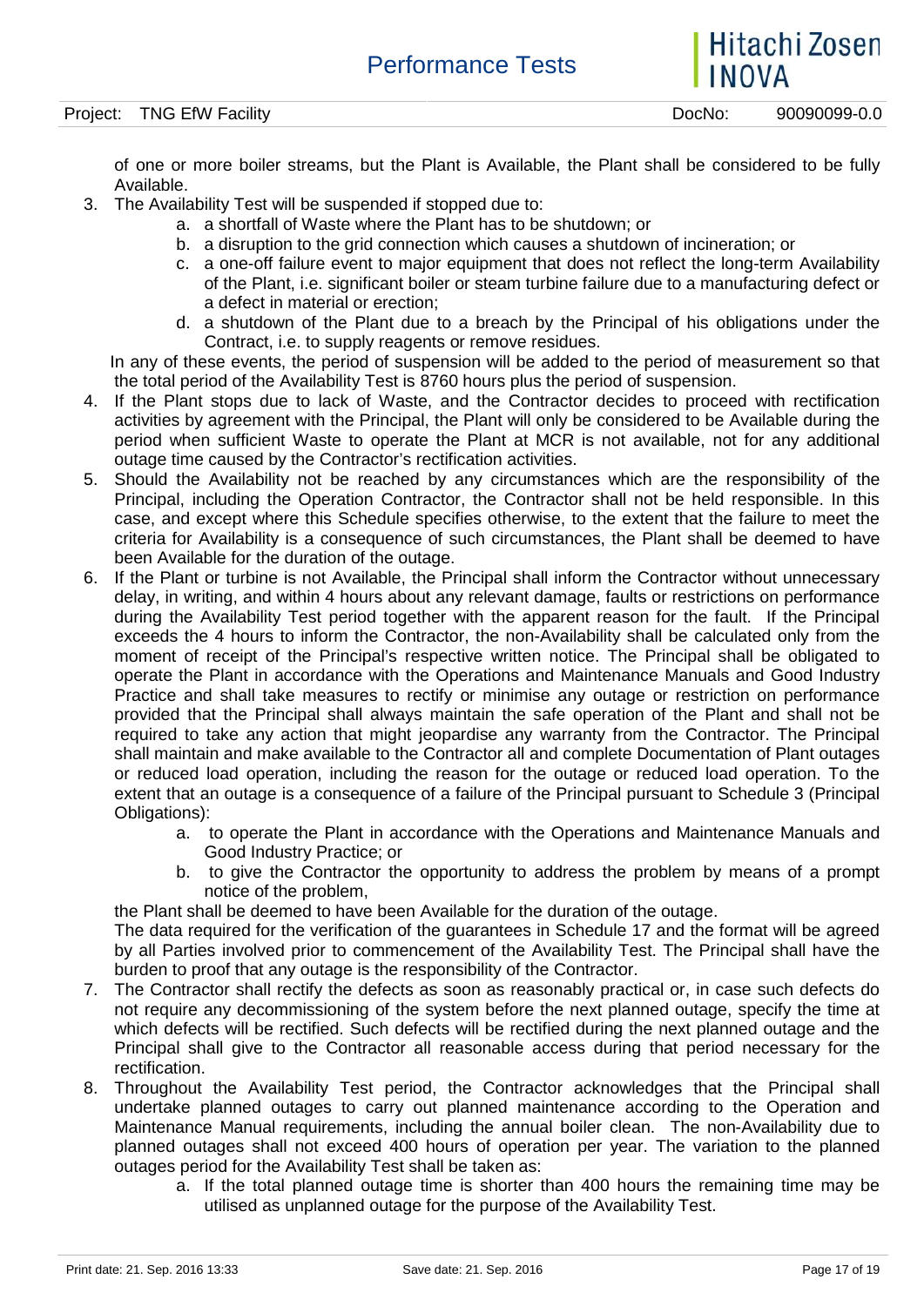of one or more boiler streams, but the Plant is Available, the Plant shall be considered to be fully Available.

3. The Availability Test will be suspended if stopped due to:
    a. a shortfall of Waste where the Plant has to be shutdown; or
    b. a disruption to the grid connection which causes a shutdown of incineration; or
    c. a one-off failure event to major equipment that does not reflect the long-term Availability of the Plant, i.e. significant boiler or steam turbine failure due to a manufacturing defect or a defect in material or erection;
    d. a shutdown of the Plant due to a breach by the Principal of his obligations under the Contract, i.e. to supply reagents or remove residues.

   In any of these events, the period of suspension will be added to the period of measurement so that the total period of the Availability Test is 8760 hours plus the period of suspension.
4. If the Plant stops due to lack of Waste, and the Contractor decides to proceed with rectification activities by agreement with the Principal, the Plant will only be considered to be Available during the period when sufficient Waste to operate the Plant at MCR is not available, not for any additional outage time caused by the Contractor's rectification activities.
5. Should the Availability not be reached by any circumstances which are the responsibility of the Principal, including the Operation Contractor, the Contractor shall not be held responsible. In this case, and except where this Schedule specifies otherwise, to the extent that the failure to meet the criteria for Availability is a consequence of such circumstances, the Plant shall be deemed to have been Available for the duration of the outage.
6. If the Plant or turbine is not Available, the Principal shall inform the Contractor without unnecessary delay, in writing, and within 4 hours about any relevant damage, faults or restrictions on performance during the Availability Test period together with the apparent reason for the fault. If the Principal exceeds the 4 hours to inform the Contractor, the non-Availability shall be calculated only from the moment of receipt of the Principal's respective written notice. The Principal shall be obligated to operate the Plant in accordance with the Operations and Maintenance Manuals and Good Industry Practice and shall take measures to rectify or minimise any outage or restriction on performance provided that the Principal shall always maintain the safe operation of the Plant and shall not be required to take any action that might jeopardise any warranty from the Contractor. The Principal shall maintain and make available to the Contractor all and complete Documentation of Plant outages or reduced load operation, including the reason for the outage or reduced load operation. To the extent that an outage is a consequence of a failure of the Principal pursuant to Schedule 3 (Principal Obligations):
    a. to operate the Plant in accordance with the Operations and Maintenance Manuals and Good Industry Practice; or
    b. to give the Contractor the opportunity to address the problem by means of a prompt notice of the problem,

   the Plant shall be deemed to have been Available for the duration of the outage.

   The data required for the verification of the guarantees in Schedule 17 and the format will be agreed by all Parties involved prior to commencement of the Availability Test. The Principal shall have the burden to proof that any outage is the responsibility of the Contractor.
7. The Contractor shall rectify the defects as soon as reasonably practical or, in case such defects do not require any decommissioning of the system before the next planned outage, specify the time at which defects will be rectified. Such defects will be rectified during the next planned outage and the Principal shall give to the Contractor all reasonable access during that period necessary for the rectification.
8. Throughout the Availability Test period, the Contractor acknowledges that the Principal shall undertake planned outages to carry out planned maintenance according to the Operation and Maintenance Manual requirements, including the annual boiler clean. The non-Availability due to planned outages shall not exceed 400 hours of operation per year. The variation to the planned outages period for the Availability Test shall be taken as:
    a. If the total planned outage time is shorter than 400 hours the remaining time may be utilised as unplanned outage for the purpose of the Availability Test.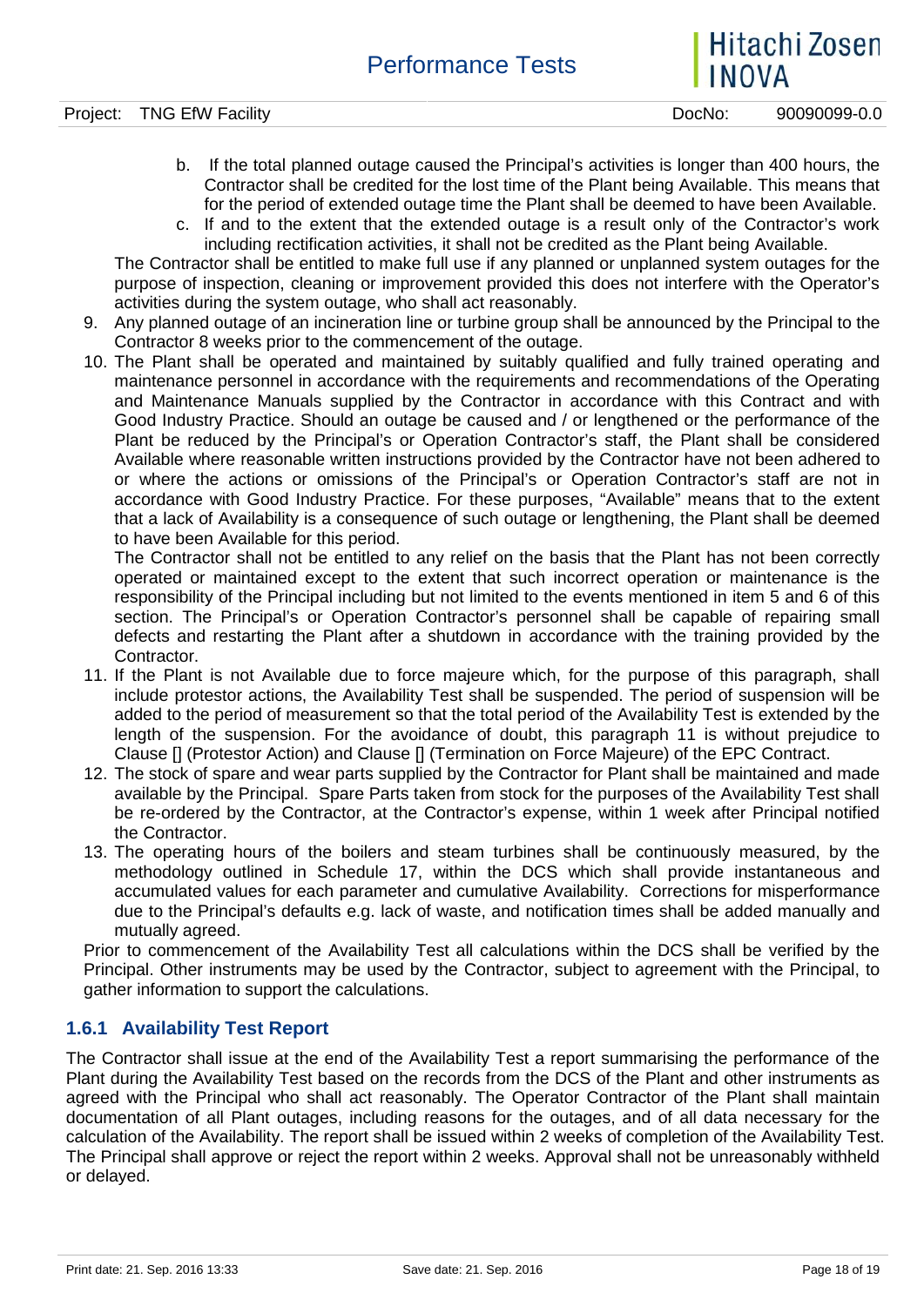b. If the total planned outage caused the Principal's activities is longer than 400 hours, the Contractor shall be credited for the lost time of the Plant being Available. This means that for the period of extended outage time the Plant shall be deemed to have been Available.

c. If and to the extent that the extended outage is a result only of the Contractor's work including rectification activities, it shall not be credited as the Plant being Available.

The Contractor shall be entitled to make full use if any planned or unplanned system outages for the purpose of inspection, cleaning or improvement provided this does not interfere with the Operator's activities during the system outage, who shall act reasonably.

9. Any planned outage of an incineration line or turbine group shall be announced by the Principal to the Contractor 8 weeks prior to the commencement of the outage.
10. The Plant shall be operated and maintained by suitably qualified and fully trained operating and maintenance personnel in accordance with the requirements and recommendations of the Operating and Maintenance Manuals supplied by the Contractor in accordance with this Contract and with Good Industry Practice. Should an outage be caused and / or lengthened or the performance of the Plant be reduced by the Principal's or Operation Contractor's staff, the Plant shall be considered Available where reasonable written instructions provided by the Contractor have not been adhered to or where the actions or omissions of the Principal's or Operation Contractor's staff are not in accordance with Good Industry Practice. For these purposes, "Available" means that to the extent that a lack of Availability is a consequence of such outage or lengthening, the Plant shall be deemed to have been Available for this period.

    The Contractor shall not be entitled to any relief on the basis that the Plant has not been correctly operated or maintained except to the extent that such incorrect operation or maintenance is the responsibility of the Principal including but not limited to the events mentioned in item 5 and 6 of this section. The Principal's or Operation Contractor's personnel shall be capable of repairing small defects and restarting the Plant after a shutdown in accordance with the training provided by the Contractor.
11. If the Plant is not Available due to force majeure which, for the purpose of this paragraph, shall include protestor actions, the Availability Test shall be suspended. The period of suspension will be added to the period of measurement so that the total period of the Availability Test is extended by the length of the suspension. For the avoidance of doubt, this paragraph 11 is without prejudice to Clause [] (Protestor Action) and Clause [] (Termination on Force Majeure) of the EPC Contract.
12. The stock of spare and wear parts supplied by the Contractor for Plant shall be maintained and made available by the Principal. Spare Parts taken from stock for the purposes of the Availability Test shall be re-ordered by the Contractor, at the Contractor's expense, within 1 week after Principal notified the Contractor.
13. The operating hours of the boilers and steam turbines shall be continuously measured, by the methodology outlined in Schedule 17, within the DCS which shall provide instantaneous and accumulated values for each parameter and cumulative Availability. Corrections for misperformance due to the Principal's defaults e.g. lack of waste, and notification times shall be added manually and mutually agreed.

Prior to commencement of the Availability Test all calculations within the DCS shall be verified by the Principal. Other instruments may be used by the Contractor, subject to agreement with the Principal, to gather information to support the calculations.

### 1.6.1 Availability Test Report

The Contractor shall issue at the end of the Availability Test a report summarising the performance of the Plant during the Availability Test based on the records from the DCS of the Plant and other instruments as agreed with the Principal who shall act reasonably. The Operator Contractor of the Plant shall maintain documentation of all Plant outages, including reasons for the outages, and of all data necessary for the calculation of the Availability. The report shall be issued within 2 weeks of completion of the Availability Test. The Principal shall approve or reject the report within 2 weeks. Approval shall not be unreasonably withheld or delayed.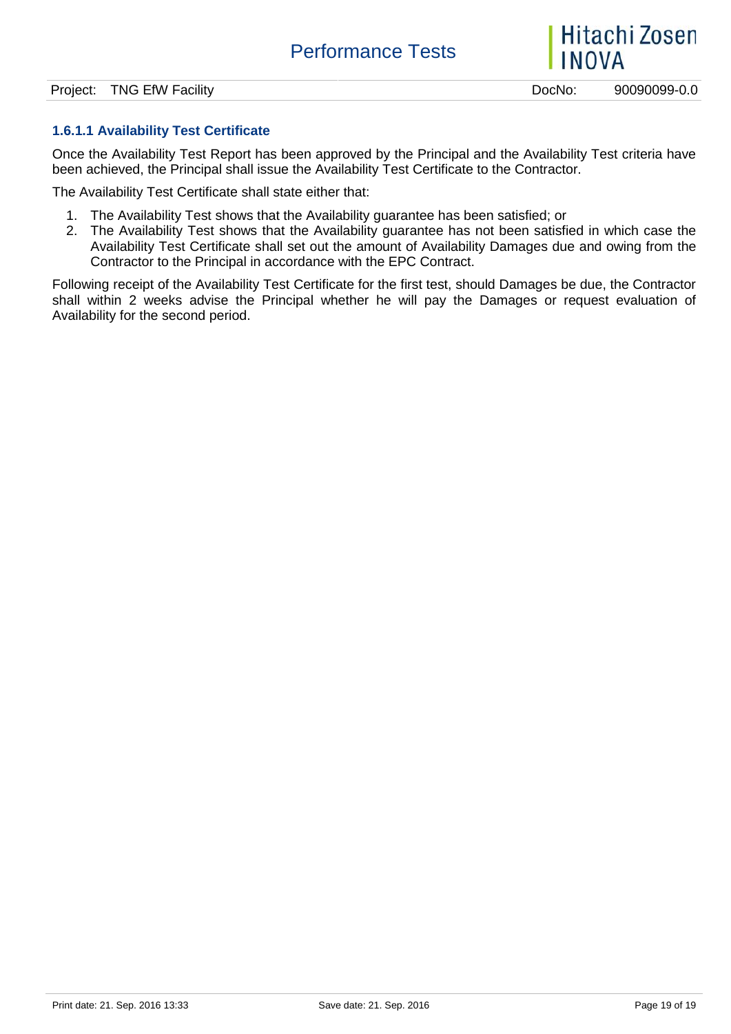#### 1.6.1.1 Availability Test Certificate

Once the Availability Test Report has been approved by the Principal and the Availability Test criteria have been achieved, the Principal shall issue the Availability Test Certificate to the Contractor.

The Availability Test Certificate shall state either that:

1. The Availability Test shows that the Availability guarantee has been satisfied; or
2. The Availability Test shows that the Availability guarantee has not been satisfied in which case the Availability Test Certificate shall set out the amount of Availability Damages due and owing from the Contractor to the Principal in accordance with the EPC Contract.

Following receipt of the Availability Test Certificate for the first test, should Damages be due, the Contractor shall within 2 weeks advise the Principal whether he will pay the Damages or request evaluation of Availability for the second period.